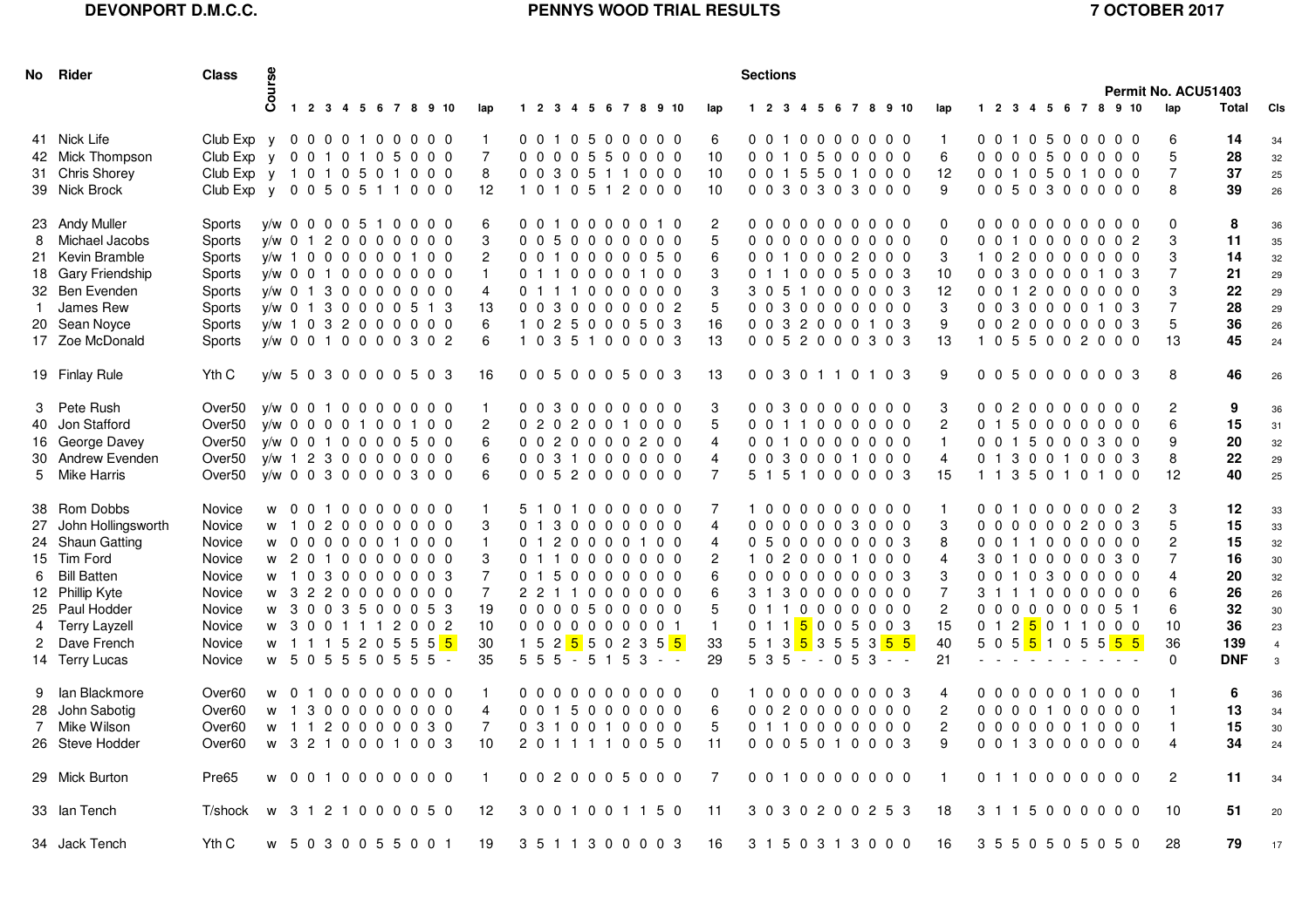**DEVONPORT D.M.C.C.** **PENNYS WOOD TRIAL RESULTS** **7 OCTOBER 2017**

Permit No. ACU51403

| No | Rider | Class | Course | Lap 1 Sections 1-10 | lap | Lap 2 Sections 1-10 | lap | Lap 3 Sections 1-10 | lap | Lap 4 Sections 1-10 | lap | Total | Cls |
|---|---|---|---|---|---|---|---|---|---|---|---|---|---|
| 41 | Nick Life | Club Exp | y | 0 0 0 0 1 0 0 0 0 0 | 1 | 0 0 1 0 5 0 0 0 0 0 | 6 | 0 0 1 0 0 0 0 0 0 0 | 1 | 0 0 1 0 5 0 0 0 0 0 | 6 | **14** | 34 |
| 42 | Mick Thompson | Club Exp | y | 0 0 1 0 1 0 5 0 0 0 | 7 | 0 0 0 0 5 5 0 0 0 0 | 10 | 0 0 1 0 5 0 0 0 0 0 | 6 | 0 0 0 0 5 0 0 0 0 0 | 5 | **28** | 32 |
| 31 | Chris Shorey | Club Exp | y | 1 0 1 0 5 0 1 0 0 0 | 8 | 0 0 3 0 5 1 1 0 0 0 | 10 | 0 0 1 5 5 0 1 0 0 0 | 12 | 0 0 1 0 5 0 1 0 0 0 | 7 | **37** | 25 |
| 39 | Nick Brock | Club Exp | y | 0 0 5 0 5 1 1 0 0 0 | 12 | 1 0 1 0 5 1 2 0 0 0 | 10 | 0 0 3 0 3 0 3 0 0 0 | 9 | 0 0 5 0 3 0 0 0 0 0 | 8 | **39** | 26 |
| 23 | Andy Muller | Sports | y/w | 0 0 0 0 5 1 0 0 0 0 | 6 | 0 0 1 0 0 0 0 0 1 0 | 2 | 0 0 0 0 0 0 0 0 0 0 | 0 | 0 0 0 0 0 0 0 0 0 0 | 0 | **8** | 36 |
| 8 | Michael Jacobs | Sports | y/w | 0 1 2 0 0 0 0 0 0 0 | 3 | 0 0 5 0 0 0 0 0 0 0 | 5 | 0 0 0 0 0 0 0 0 0 0 | 0 | 0 0 1 0 0 0 0 0 0 2 | 3 | **11** | 35 |
| 21 | Kevin Bramble | Sports | y/w | 1 0 0 0 0 0 0 1 0 0 | 2 | 0 0 1 0 0 0 0 0 5 0 | 6 | 0 0 1 0 0 0 2 0 0 0 | 3 | 1 0 2 0 0 0 0 0 0 0 | 3 | **14** | 32 |
| 18 | Gary Friendship | Sports | y/w | 0 0 1 0 0 0 0 0 0 0 | 1 | 0 1 1 0 0 0 0 1 0 0 | 3 | 0 1 1 0 0 0 5 0 0 3 | 10 | 0 0 3 0 0 0 0 1 0 3 | 7 | **21** | 29 |
| 32 | Ben Evenden | Sports | y/w | 0 1 3 0 0 0 0 0 0 0 | 4 | 0 1 1 1 0 0 0 0 0 0 | 3 | 3 0 5 1 0 0 0 0 0 3 | 12 | 0 0 1 2 0 0 0 0 0 0 | 3 | **22** | 29 |
| 1 | James Rew | Sports | y/w | 0 1 3 0 0 0 0 5 1 3 | 13 | 0 0 3 0 0 0 0 0 0 2 | 5 | 0 0 3 0 0 0 0 0 0 0 | 3 | 0 0 3 0 0 0 0 1 0 3 | 7 | **28** | 29 |
| 20 | Sean Noyce | Sports | y/w | 1 0 3 2 0 0 0 0 0 0 | 6 | 1 0 2 5 0 0 0 5 0 3 | 16 | 0 0 3 2 0 0 0 1 0 3 | 9 | 0 0 2 0 0 0 0 0 0 3 | 5 | **36** | 26 |
| 17 | Zoe McDonald | Sports | y/w | 0 0 1 0 0 0 0 3 0 2 | 6 | 1 0 3 5 1 0 0 0 0 3 | 13 | 0 0 5 2 0 0 0 3 0 3 | 13 | 1 0 5 5 0 0 2 0 0 0 | 13 | **45** | 24 |
| 19 | Finlay Rule | Yth C | y/w | 5 0 3 0 0 0 0 5 0 3 | 16 | 0 0 5 0 0 0 5 0 0 3 | 13 | 0 0 3 0 1 1 0 1 0 3 | 9 | 0 0 5 0 0 0 0 0 0 3 | 8 | **46** | 26 |
| 3 | Pete Rush | Over50 | y/w | 0 0 1 0 0 0 0 0 0 0 | 1 | 0 0 3 0 0 0 0 0 0 0 | 3 | 0 0 3 0 0 0 0 0 0 0 | 3 | 0 0 2 0 0 0 0 0 0 0 | 2 | **9** | 36 |
| 40 | Jon Stafford | Over50 | y/w | 0 0 0 0 1 0 0 1 0 0 | 2 | 0 2 0 2 0 0 1 0 0 0 | 5 | 0 0 1 1 0 0 0 0 0 0 | 2 | 0 1 5 0 0 0 0 0 0 0 | 6 | **15** | 31 |
| 16 | George Davey | Over50 | y/w | 0 0 1 0 0 0 0 5 0 0 | 6 | 0 0 2 0 0 0 0 2 0 0 | 4 | 0 0 1 0 0 0 0 0 0 0 | 1 | 0 0 1 5 0 0 0 3 0 0 | 9 | **20** | 32 |
| 30 | Andrew Evenden | Over50 | y/w | 1 2 3 0 0 0 0 0 0 0 | 6 | 0 0 3 1 0 0 0 0 0 0 | 4 | 0 0 3 0 0 0 1 0 0 0 | 4 | 0 1 3 0 0 1 0 0 0 3 | 8 | **22** | 29 |
| 5 | Mike Harris | Over50 | y/w | 0 0 3 0 0 0 0 3 0 0 | 6 | 0 0 5 2 0 0 0 0 0 0 | 7 | 5 1 5 1 0 0 0 0 0 3 | 15 | 1 1 3 5 0 1 0 1 0 0 | 12 | **40** | 25 |
| 38 | Rom Dobbs | Novice | w | 0 0 1 0 0 0 0 0 0 0 | 1 | 5 1 0 1 0 0 0 0 0 0 | 7 | 1 0 0 0 0 0 0 0 0 0 | 1 | 0 0 1 0 0 0 0 0 0 2 | 3 | **12** | 33 |
| 27 | John Hollingsworth | Novice | w | 1 0 2 0 0 0 0 0 0 0 | 3 | 0 1 3 0 0 0 0 0 0 0 | 4 | 0 0 0 0 0 0 3 0 0 0 | 3 | 0 0 0 0 0 0 2 0 0 3 | 5 | **15** | 33 |
| 24 | Shaun Gatting | Novice | w | 0 0 0 0 0 0 0 1 0 0 | 1 | 0 1 2 0 0 0 0 1 0 0 | 4 | 0 5 0 0 0 0 0 0 0 3 | 8 | 0 0 1 1 0 0 0 0 0 0 | 2 | **15** | 32 |
| 15 | Tim Ford | Novice | w | 2 0 1 0 0 0 0 0 0 0 | 3 | 0 1 1 0 0 0 0 0 0 0 | 2 | 1 0 2 0 0 0 1 0 0 0 | 4 | 3 0 1 0 0 0 0 0 3 0 | 7 | **16** | 30 |
| 6 | Bill Batten | Novice | w | 1 0 3 0 0 0 0 0 0 3 | 7 | 0 1 5 0 0 0 0 0 0 0 | 6 | 0 0 0 0 0 0 0 0 0 3 | 3 | 0 0 1 0 3 0 0 0 0 0 | 4 | **20** | 32 |
| 12 | Phillip Kyte | Novice | w | 3 2 2 0 0 0 0 0 0 0 | 7 | 2 2 1 1 0 0 0 0 0 0 | 6 | 3 1 3 0 0 0 0 0 0 0 | 7 | 3 1 1 1 0 0 0 0 0 0 | 6 | **26** | 26 |
| 25 | Paul Hodder | Novice | w | 3 0 0 3 5 0 0 0 5 3 | 19 | 0 0 0 0 5 0 0 0 0 0 | 5 | 0 1 1 0 0 0 0 0 0 0 | 2 | 0 0 0 0 0 0 0 0 5 1 | 6 | **32** | 30 |
| 4 | Terry Layzell | Novice | w | 3 0 0 1 1 1 2 0 0 2 | 10 | 0 0 0 0 0 0 0 0 0 1 | 1 | 0 1 1 5 0 0 5 0 0 3 | 15 | 0 1 2 5 0 1 1 0 0 0 | 10 | **36** | 23 |
| 2 | Dave French | Novice | w | 1 1 1 5 2 0 5 5 5 5 | 30 | 1 5 2 5 5 0 2 3 5 5 | 33 | 5 1 3 5 3 5 5 3 5 5 | 40 | 5 0 5 5 1 0 5 5 5 5 | 36 | **139** | 4 |
| 14 | Terry Lucas | Novice | w | 5 0 5 5 5 0 5 5 5 - | 35 | 5 5 5 - 5 1 5 3 - - | 29 | 5 3 5 - - 0 5 3 - - | 21 | - - - - - - - - - - | 0 | **DNF** | 3 |
| 9 | Ian Blackmore | Over60 | w | 0 1 0 0 0 0 0 0 0 0 | 1 | 0 0 0 0 0 0 0 0 0 0 | 0 | 1 0 0 0 0 0 0 0 0 3 | 4 | 0 0 0 0 0 0 1 0 0 0 | 1 | **6** | 36 |
| 28 | John Sabotig | Over60 | w | 1 3 0 0 0 0 0 0 0 0 | 4 | 0 0 1 5 0 0 0 0 0 0 | 6 | 0 0 2 0 0 0 0 0 0 0 | 2 | 0 0 0 0 1 0 0 0 0 0 | 1 | **13** | 34 |
| 7 | Mike Wilson | Over60 | w | 1 1 2 0 0 0 0 0 3 0 | 7 | 0 3 1 0 0 1 0 0 0 0 | 5 | 0 1 1 0 0 0 0 0 0 0 | 2 | 0 0 0 0 0 0 1 0 0 0 | 1 | **15** | 30 |
| 26 | Steve Hodder | Over60 | w | 3 2 1 0 0 0 1 0 0 3 | 10 | 2 0 1 1 1 1 0 0 5 0 | 11 | 0 0 0 5 0 1 0 0 0 3 | 9 | 0 0 1 3 0 0 0 0 0 0 | 4 | **34** | 24 |
| 29 | Mick Burton | Pre65 | w | 0 0 1 0 0 0 0 0 0 0 | 1 | 0 0 2 0 0 0 5 0 0 0 | 7 | 0 0 1 0 0 0 0 0 0 0 | 1 | 0 1 1 0 0 0 0 0 0 0 | 2 | **11** | 34 |
| 33 | Ian Tench | T/shock | w | 3 1 2 1 0 0 0 0 5 0 | 12 | 3 0 0 1 0 0 1 1 5 0 | 11 | 3 0 3 0 2 0 0 2 5 3 | 18 | 3 1 1 5 0 0 0 0 0 0 | 10 | **51** | 20 |
| 34 | Jack Tench | Yth C | w | 5 0 3 0 0 5 5 0 0 1 | 19 | 3 5 1 1 3 0 0 0 0 3 | 16 | 3 1 5 0 3 1 3 0 0 0 | 16 | 3 5 5 0 5 0 5 0 5 0 | 28 | **79** | 17 |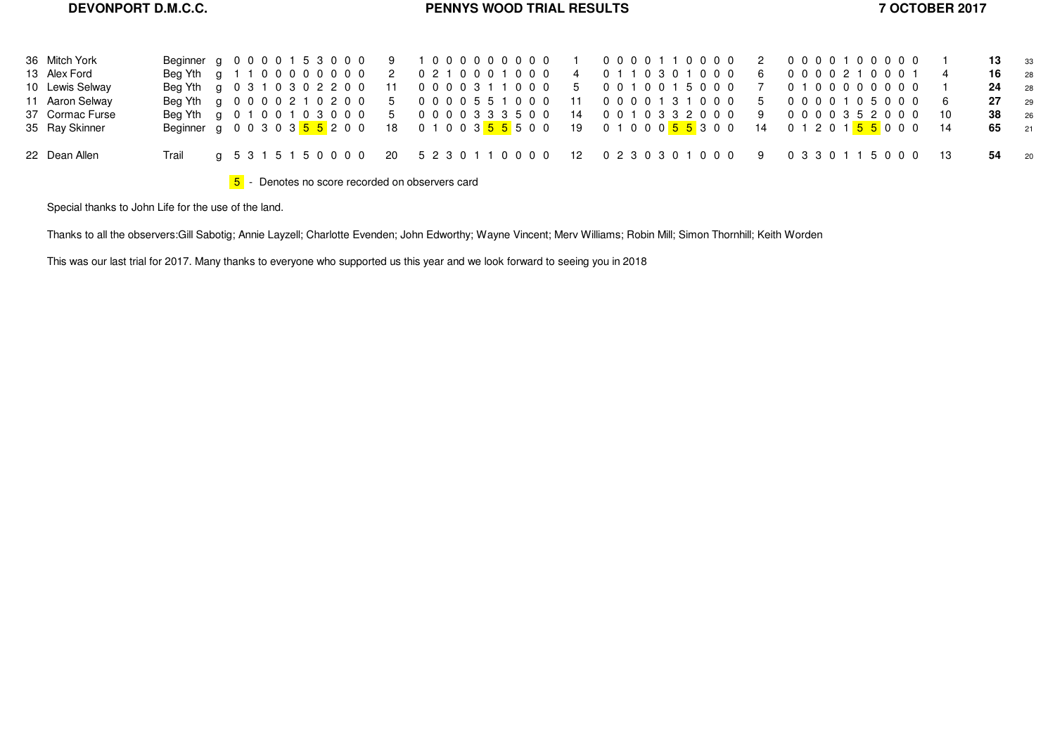| | | | | | | | | | | | | | |
|---|---|---|---|---|---|---|---|---|---|---|---|---|---|
| 36 | Mitch York | Beginner | g | 0 0 0 0 1 5 3 0 0 0 | 9 | 1 0 0 0 0 0 0 0 0 0 | 1 | 0 0 0 0 1 1 0 0 0 0 | 2 | 0 0 0 0 1 0 0 0 0 0 | 1 | **13** | 33 |
| 13 | Alex Ford | Beg Yth | g | 1 1 0 0 0 0 0 0 0 0 | 2 | 0 2 1 0 0 0 1 0 0 0 | 4 | 0 1 1 0 3 0 1 0 0 0 | 6 | 0 0 0 0 2 1 0 0 0 1 | 4 | **16** | 28 |
| 10 | Lewis Selway | Beg Yth | g | 0 3 1 0 3 0 2 2 0 0 | 11 | 0 0 0 0 3 1 1 0 0 0 | 5 | 0 0 1 0 0 1 5 0 0 0 | 7 | 0 1 0 0 0 0 0 0 0 0 | 1 | **24** | 28 |
| 11 | Aaron Selway | Beg Yth | g | 0 0 0 0 2 1 0 2 0 0 | 5 | 0 0 0 0 5 5 1 0 0 0 | 11 | 0 0 0 0 1 3 1 0 0 0 | 5 | 0 0 0 0 1 0 5 0 0 0 | 6 | **27** | 29 |
| 37 | Cormac Furse | Beg Yth | g | 0 1 0 0 1 0 3 0 0 0 | 5 | 0 0 0 0 3 3 3 5 0 0 | 14 | 0 0 1 0 3 3 2 0 0 0 | 9 | 0 0 0 0 3 5 2 0 0 0 | 10 | **38** | 26 |
| 35 | Ray Skinner | Beginner | g | 0 0 3 0 3 5 5 2 0 0 | 18 | 0 1 0 0 3 5 5 5 0 0 | 19 | 0 1 0 0 0 5 5 3 0 0 | 14 | 0 1 2 0 1 5 5 0 0 0 | 14 | **65** | 21 |
| 22 | Dean Allen | Trail | g | 5 3 1 5 1 5 0 0 0 0 | 20 | 5 2 3 0 1 1 0 0 0 0 | 12 | 0 2 3 0 3 0 1 0 0 0 | 9 | 0 3 3 0 1 1 5 0 0 0 | 13 | **54** | 20 |

5 - Denotes no score recorded on observers card

Special thanks to John Life for the use of the land.

Thanks to all the observers:Gill Sabotig; Annie Layzell; Charlotte Evenden; John Edworthy; Wayne Vincent; Merv Williams; Robin Mill; Simon Thornhill; Keith Worden

This was our last trial for 2017. Many thanks to everyone who supported us this year and we look forward to seeing you in 2018